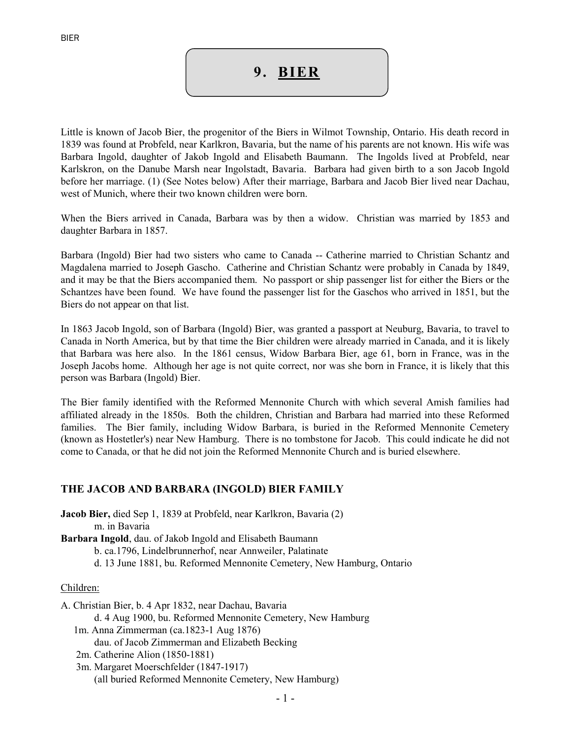# 9. BIER

Little is known of Jacob Bier, the progenitor of the Biers in Wilmot Township, Ontario. His death record in 1839 was found at Probfeld, near Karlkron, Bavaria, but the name of his parents are not known. His wife was Barbara Ingold, daughter of Jakob Ingold and Elisabeth Baumann. The Ingolds lived at Probfeld, near Karlskron, on the Danube Marsh near Ingolstadt, Bavaria. Barbara had given birth to a son Jacob Ingold before her marriage. (1) (See Notes below) After their marriage, Barbara and Jacob Bier lived near Dachau, west of Munich, where their two known children were born.

When the Biers arrived in Canada, Barbara was by then a widow. Christian was married by 1853 and daughter Barbara in 1857.

Barbara (Ingold) Bier had two sisters who came to Canada -- Catherine married to Christian Schantz and Magdalena married to Joseph Gascho. Catherine and Christian Schantz were probably in Canada by 1849, and it may be that the Biers accompanied them. No passport or ship passenger list for either the Biers or the Schantzes have been found. We have found the passenger list for the Gaschos who arrived in 1851, but the Biers do not appear on that list.

In 1863 Jacob Ingold, son of Barbara (Ingold) Bier, was granted a passport at Neuburg, Bavaria, to travel to Canada in North America, but by that time the Bier children were already married in Canada, and it is likely that Barbara was here also. In the 1861 census, Widow Barbara Bier, age 61, born in France, was in the Joseph Jacobs home. Although her age is not quite correct, nor was she born in France, it is likely that this person was Barbara (Ingold) Bier.

The Bier family identified with the Reformed Mennonite Church with which several Amish families had affiliated already in the 1850s. Both the children, Christian and Barbara had married into these Reformed families. The Bier family, including Widow Barbara, is buried in the Reformed Mennonite Cemetery (known as Hostetler's) near New Hamburg. There is no tombstone for Jacob. This could indicate he did not come to Canada, or that he did not join the Reformed Mennonite Church and is buried elsewhere.

## THE JACOB AND BARBARA (INGOLD) BIER FAMILY

**Jacob Bier,** died Sep 1, 1839 at Probfeld, near Karlkron, Bavaria (2)
m. in Bavaria
**Barbara Ingold**, dau. of Jakob Ingold and Elisabeth Baumann
b. ca.1796, Lindelbrunnerhof, near Annweiler, Palatinate
d. 13 June 1881, bu. Reformed Mennonite Cemetery, New Hamburg, Ontario

Children:

A. Christian Bier, b. 4 Apr 1832, near Dachau, Bavaria
d. 4 Aug 1900, bu. Reformed Mennonite Cemetery, New Hamburg
1m. Anna Zimmerman (ca.1823-1 Aug 1876)
dau. of Jacob Zimmerman and Elizabeth Becking
2m. Catherine Alion (1850-1881)
3m. Margaret Moerschfelder (1847-1917)
(all buried Reformed Mennonite Cemetery, New Hamburg)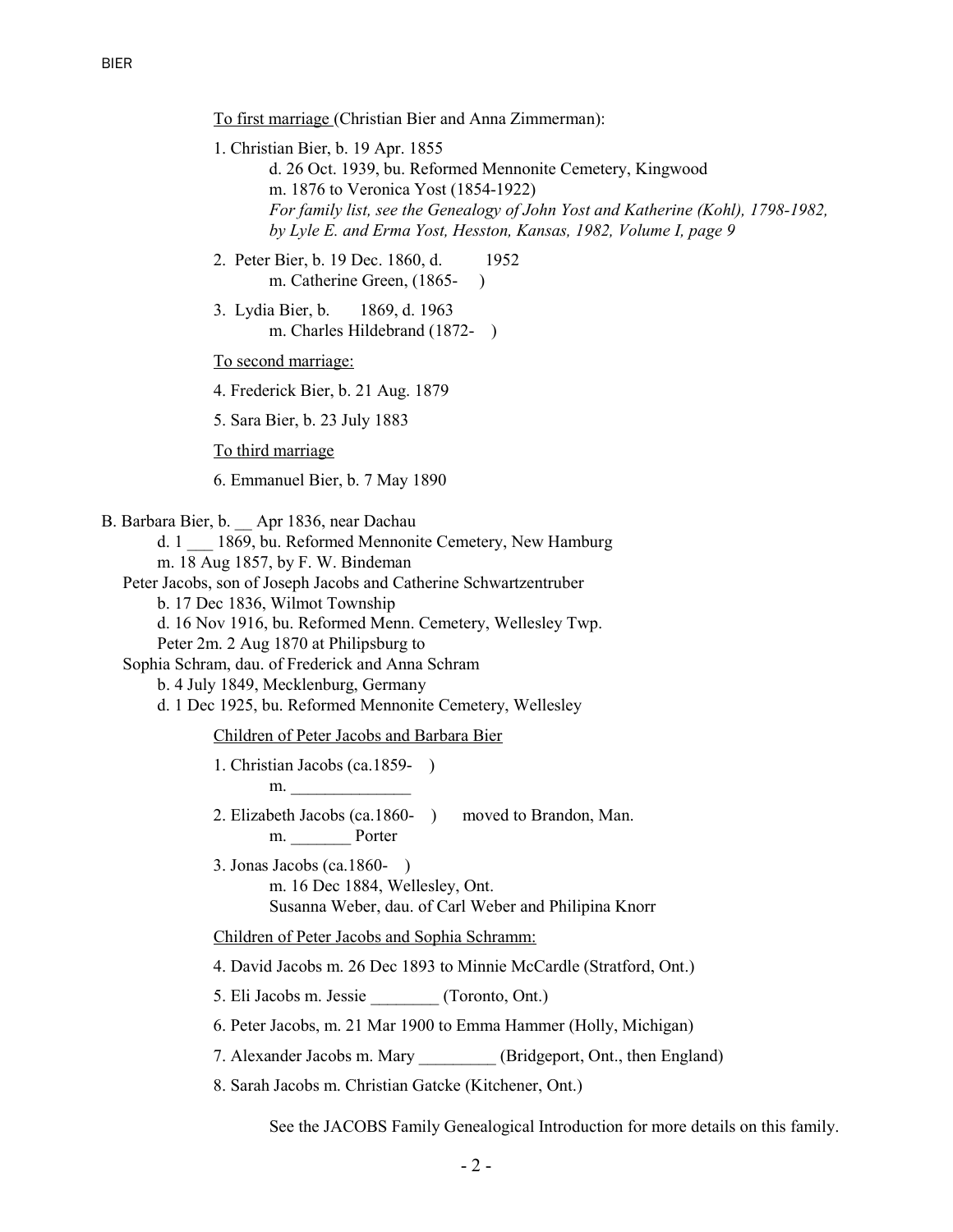To first marriage (Christian Bier and Anna Zimmerman):

1. Christian Bier, b. 19 Apr. 1855
   d. 26 Oct. 1939, bu. Reformed Mennonite Cemetery, Kingwood
   m. 1876 to Veronica Yost (1854-1922)
   *For family list, see the Genealogy of John Yost and Katherine (Kohl), 1798-1982, by Lyle E. and Erma Yost, Hesston, Kansas, 1982, Volume I, page 9*

2. Peter Bier, b. 19 Dec. 1860, d. 1952
   m. Catherine Green, (1865- )

3. Lydia Bier, b. 1869, d. 1963
   m. Charles Hildebrand (1872- )

To second marriage:

4. Frederick Bier, b. 21 Aug. 1879

5. Sara Bier, b. 23 July 1883

To third marriage

6. Emmanuel Bier, b. 7 May 1890

B. Barbara Bier, b. __ Apr 1836, near Dachau
   d. 1 ___ 1869, bu. Reformed Mennonite Cemetery, New Hamburg
   m. 18 Aug 1857, by F. W. Bindeman

Peter Jacobs, son of Joseph Jacobs and Catherine Schwartzentruber
   b. 17 Dec 1836, Wilmot Township
   d. 16 Nov 1916, bu. Reformed Menn. Cemetery, Wellesley Twp.
   Peter 2m. 2 Aug 1870 at Philipsburg to

Sophia Schram, dau. of Frederick and Anna Schram
   b. 4 July 1849, Mecklenburg, Germany
   d. 1 Dec 1925, bu. Reformed Mennonite Cemetery, Wellesley

Children of Peter Jacobs and Barbara Bier

1. Christian Jacobs (ca.1859- )
   m. ______________

2. Elizabeth Jacobs (ca.1860- ) moved to Brandon, Man.
   m. _______ Porter

3. Jonas Jacobs (ca.1860- )
   m. 16 Dec 1884, Wellesley, Ont.
   Susanna Weber, dau. of Carl Weber and Philipina Knorr

Children of Peter Jacobs and Sophia Schramm:

4. David Jacobs m. 26 Dec 1893 to Minnie McCardle (Stratford, Ont.)

5. Eli Jacobs m. Jessie ________ (Toronto, Ont.)

6. Peter Jacobs, m. 21 Mar 1900 to Emma Hammer (Holly, Michigan)

7. Alexander Jacobs m. Mary _________ (Bridgeport, Ont., then England)

8. Sarah Jacobs m. Christian Gatcke (Kitchener, Ont.)

See the JACOBS Family Genealogical Introduction for more details on this family.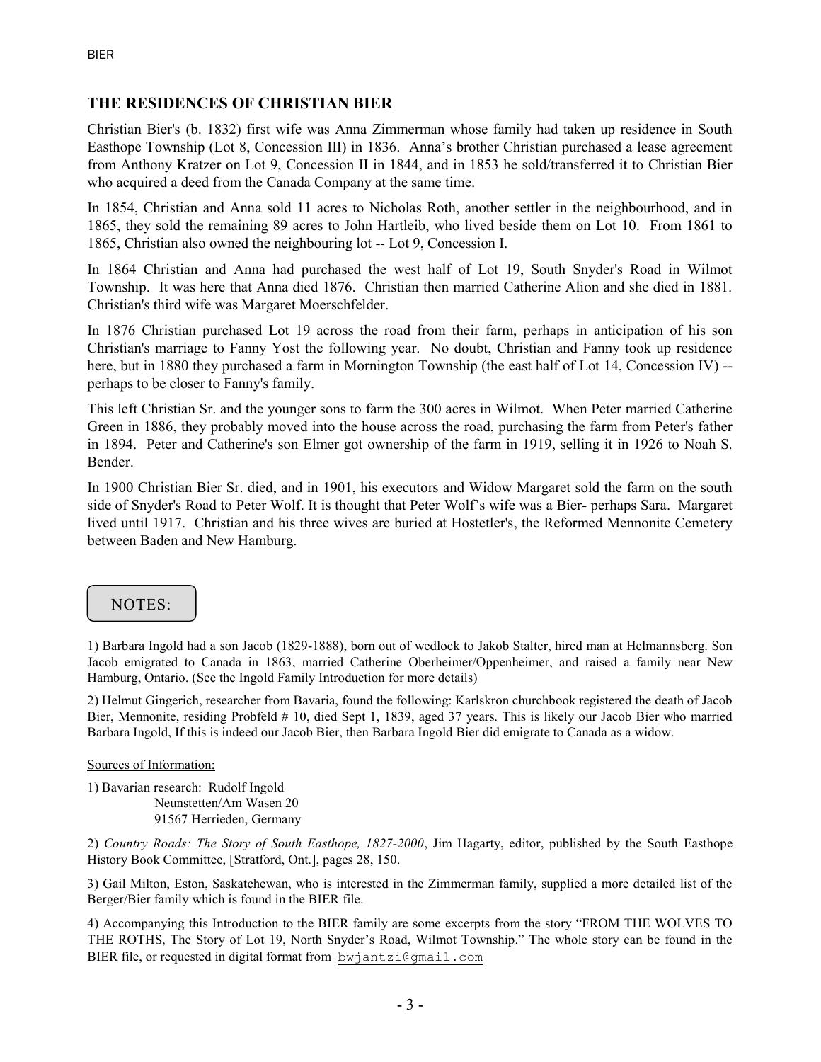## THE RESIDENCES OF CHRISTIAN BIER

Christian Bier's (b. 1832) first wife was Anna Zimmerman whose family had taken up residence in South Easthope Township (Lot 8, Concession III) in 1836. Anna's brother Christian purchased a lease agreement from Anthony Kratzer on Lot 9, Concession II in 1844, and in 1853 he sold/transferred it to Christian Bier who acquired a deed from the Canada Company at the same time.

In 1854, Christian and Anna sold 11 acres to Nicholas Roth, another settler in the neighbourhood, and in 1865, they sold the remaining 89 acres to John Hartleib, who lived beside them on Lot 10. From 1861 to 1865, Christian also owned the neighbouring lot -- Lot 9, Concession I.

In 1864 Christian and Anna had purchased the west half of Lot 19, South Snyder's Road in Wilmot Township. It was here that Anna died 1876. Christian then married Catherine Alion and she died in 1881. Christian's third wife was Margaret Moerschfelder.

In 1876 Christian purchased Lot 19 across the road from their farm, perhaps in anticipation of his son Christian's marriage to Fanny Yost the following year. No doubt, Christian and Fanny took up residence here, but in 1880 they purchased a farm in Mornington Township (the east half of Lot 14, Concession IV) -- perhaps to be closer to Fanny's family.

This left Christian Sr. and the younger sons to farm the 300 acres in Wilmot. When Peter married Catherine Green in 1886, they probably moved into the house across the road, purchasing the farm from Peter's father in 1894. Peter and Catherine's son Elmer got ownership of the farm in 1919, selling it in 1926 to Noah S. Bender.

In 1900 Christian Bier Sr. died, and in 1901, his executors and Widow Margaret sold the farm on the south side of Snyder's Road to Peter Wolf. It is thought that Peter Wolf's wife was a Bier- perhaps Sara. Margaret lived until 1917. Christian and his three wives are buried at Hostetler's, the Reformed Mennonite Cemetery between Baden and New Hamburg.

NOTES:

1) Barbara Ingold had a son Jacob (1829-1888), born out of wedlock to Jakob Stalter, hired man at Helmannsberg. Son Jacob emigrated to Canada in 1863, married Catherine Oberheimer/Oppenheimer, and raised a family near New Hamburg, Ontario. (See the Ingold Family Introduction for more details)

2) Helmut Gingerich, researcher from Bavaria, found the following: Karlskron churchbook registered the death of Jacob Bier, Mennonite, residing Probfeld # 10, died Sept 1, 1839, aged 37 years. This is likely our Jacob Bier who married Barbara Ingold, If this is indeed our Jacob Bier, then Barbara Ingold Bier did emigrate to Canada as a widow.

Sources of Information:

1) Bavarian research: Rudolf Ingold
Neunstetten/Am Wasen 20
91567 Herrieden, Germany

2) *Country Roads: The Story of South Easthope, 1827-2000*, Jim Hagarty, editor, published by the South Easthope History Book Committee, [Stratford, Ont.], pages 28, 150.

3) Gail Milton, Eston, Saskatchewan, who is interested in the Zimmerman family, supplied a more detailed list of the Berger/Bier family which is found in the BIER file.

4) Accompanying this Introduction to the BIER family are some excerpts from the story "FROM THE WOLVES TO THE ROTHS, The Story of Lot 19, North Snyder's Road, Wilmot Township." The whole story can be found in the BIER file, or requested in digital format from bwjantzi@gmail.com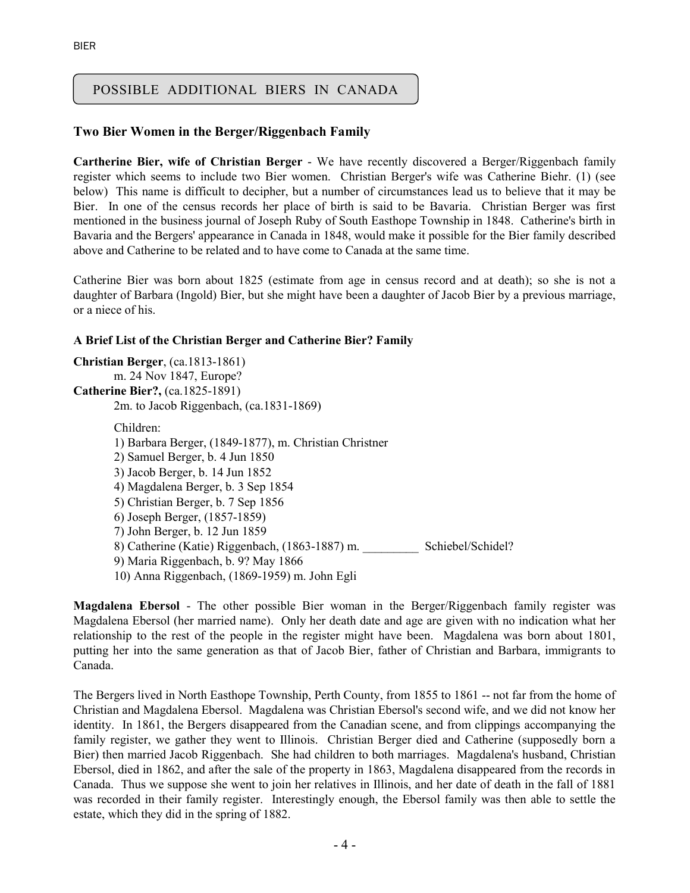## POSSIBLE ADDITIONAL BIERS IN CANADA

### Two Bier Women in the Berger/Riggenbach Family

**Cartherine Bier, wife of Christian Berger** - We have recently discovered a Berger/Riggenbach family register which seems to include two Bier women. Christian Berger's wife was Catherine Biehr. (1) (see below) This name is difficult to decipher, but a number of circumstances lead us to believe that it may be Bier. In one of the census records her place of birth is said to be Bavaria. Christian Berger was first mentioned in the business journal of Joseph Ruby of South Easthope Township in 1848. Catherine's birth in Bavaria and the Bergers' appearance in Canada in 1848, would make it possible for the Bier family described above and Catherine to be related and to have come to Canada at the same time.

Catherine Bier was born about 1825 (estimate from age in census record and at death); so she is not a daughter of Barbara (Ingold) Bier, but she might have been a daughter of Jacob Bier by a previous marriage, or a niece of his.

#### A Brief List of the Christian Berger and Catherine Bier? Family

**Christian Berger**, (ca.1813-1861)
m. 24 Nov 1847, Europe?
**Catherine Bier?,** (ca.1825-1891)
2m. to Jacob Riggenbach, (ca.1831-1869)

Children:
1) Barbara Berger, (1849-1877), m. Christian Christner
2) Samuel Berger, b. 4 Jun 1850
3) Jacob Berger, b. 14 Jun 1852
4) Magdalena Berger, b. 3 Sep 1854
5) Christian Berger, b. 7 Sep 1856
6) Joseph Berger, (1857-1859)
7) John Berger, b. 12 Jun 1859
8) Catherine (Katie) Riggenbach, (1863-1887) m. _________ Schiebel/Schidel?
9) Maria Riggenbach, b. 9? May 1866
10) Anna Riggenbach, (1869-1959) m. John Egli

**Magdalena Ebersol** - The other possible Bier woman in the Berger/Riggenbach family register was Magdalena Ebersol (her married name). Only her death date and age are given with no indication what her relationship to the rest of the people in the register might have been. Magdalena was born about 1801, putting her into the same generation as that of Jacob Bier, father of Christian and Barbara, immigrants to Canada.

The Bergers lived in North Easthope Township, Perth County, from 1855 to 1861 -- not far from the home of Christian and Magdalena Ebersol. Magdalena was Christian Ebersol's second wife, and we did not know her identity. In 1861, the Bergers disappeared from the Canadian scene, and from clippings accompanying the family register, we gather they went to Illinois. Christian Berger died and Catherine (supposedly born a Bier) then married Jacob Riggenbach. She had children to both marriages. Magdalena's husband, Christian Ebersol, died in 1862, and after the sale of the property in 1863, Magdalena disappeared from the records in Canada. Thus we suppose she went to join her relatives in Illinois, and her date of death in the fall of 1881 was recorded in their family register. Interestingly enough, the Ebersol family was then able to settle the estate, which they did in the spring of 1882.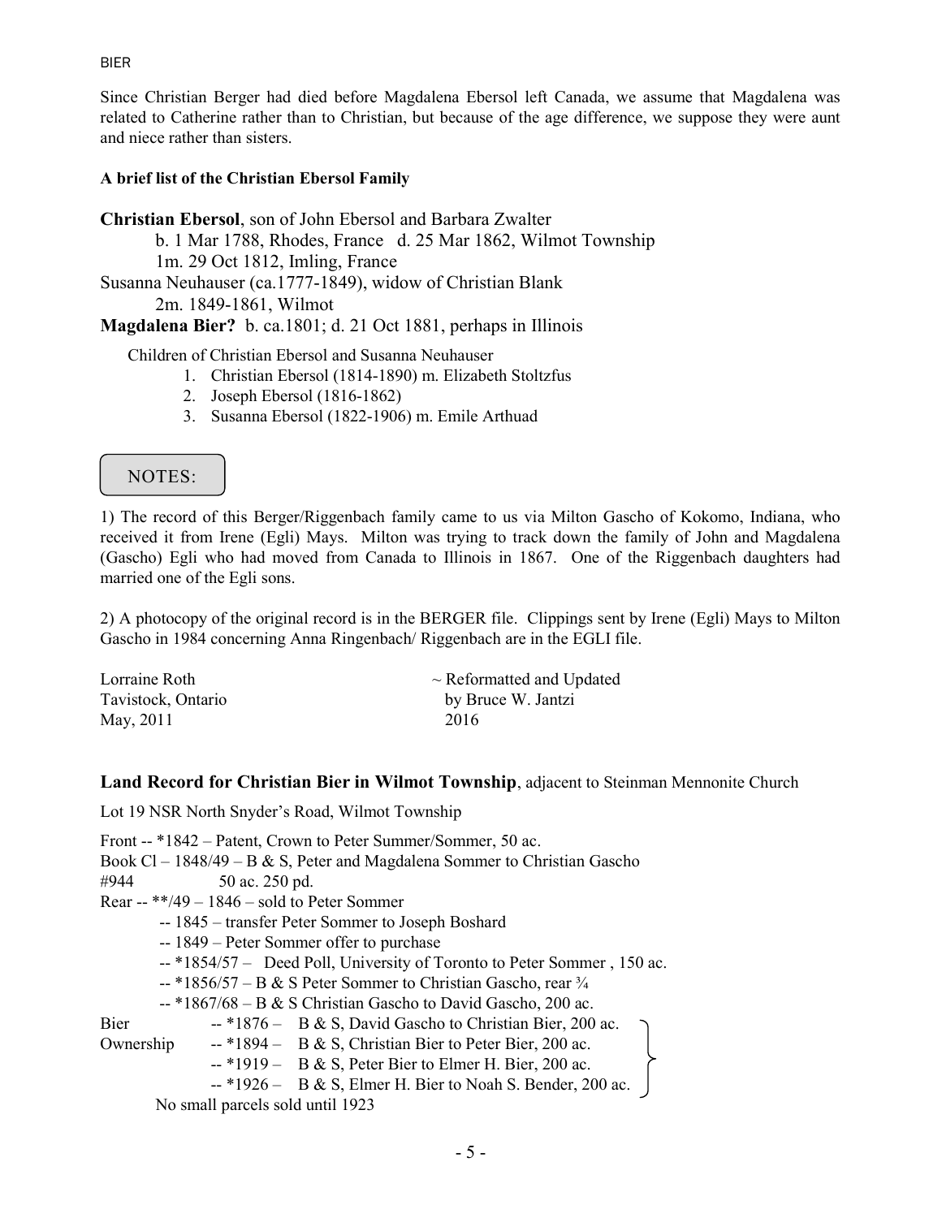Since Christian Berger had died before Magdalena Ebersol left Canada, we assume that Magdalena was related to Catherine rather than to Christian, but because of the age difference, we suppose they were aunt and niece rather than sisters.

**A brief list of the Christian Ebersol Family**

**Christian Ebersol**, son of John Ebersol and Barbara Zwalter
b. 1 Mar 1788, Rhodes, France d. 25 Mar 1862, Wilmot Township
1m. 29 Oct 1812, Imling, France
Susanna Neuhauser (ca.1777-1849), widow of Christian Blank
2m. 1849-1861, Wilmot
**Magdalena Bier?** b. ca.1801; d. 21 Oct 1881, perhaps in Illinois

Children of Christian Ebersol and Susanna Neuhauser

1. Christian Ebersol (1814-1890) m. Elizabeth Stoltzfus
2. Joseph Ebersol (1816-1862)
3. Susanna Ebersol (1822-1906) m. Emile Arthuad

NOTES:

1) The record of this Berger/Riggenbach family came to us via Milton Gascho of Kokomo, Indiana, who received it from Irene (Egli) Mays. Milton was trying to track down the family of John and Magdalena (Gascho) Egli who had moved from Canada to Illinois in 1867. One of the Riggenbach daughters had married one of the Egli sons.

2) A photocopy of the original record is in the BERGER file. Clippings sent by Irene (Egli) Mays to Milton Gascho in 1984 concerning Anna Ringenbach/ Riggenbach are in the EGLI file.

Lorraine Roth ~ Reformatted and Updated
Tavistock, Ontario by Bruce W. Jantzi
May, 2011 2016

**Land Record for Christian Bier in Wilmot Township**, adjacent to Steinman Mennonite Church

Lot 19 NSR North Snyder's Road, Wilmot Township

Front -- *1842 – Patent, Crown to Peter Summer/Sommer, 50 ac.
Book Cl – 1848/49 – B & S, Peter and Magdalena Sommer to Christian Gascho
#944 50 ac. 250 pd.
Rear -- **/49 – 1846 – sold to Peter Sommer
-- 1845 – transfer Peter Sommer to Joseph Boshard
-- 1849 – Peter Sommer offer to purchase
-- *1854/57 – Deed Poll, University of Toronto to Peter Sommer , 150 ac.
-- *1856/57 – B & S Peter Sommer to Christian Gascho, rear ¾
-- *1867/68 – B & S Christian Gascho to David Gascho, 200 ac.
Bier -- *1876 – B & S, David Gascho to Christian Bier, 200 ac.
Ownership -- *1894 – B & S, Christian Bier to Peter Bier, 200 ac.
-- *1919 – B & S, Peter Bier to Elmer H. Bier, 200 ac.
-- *1926 – B & S, Elmer H. Bier to Noah S. Bender, 200 ac.
No small parcels sold until 1923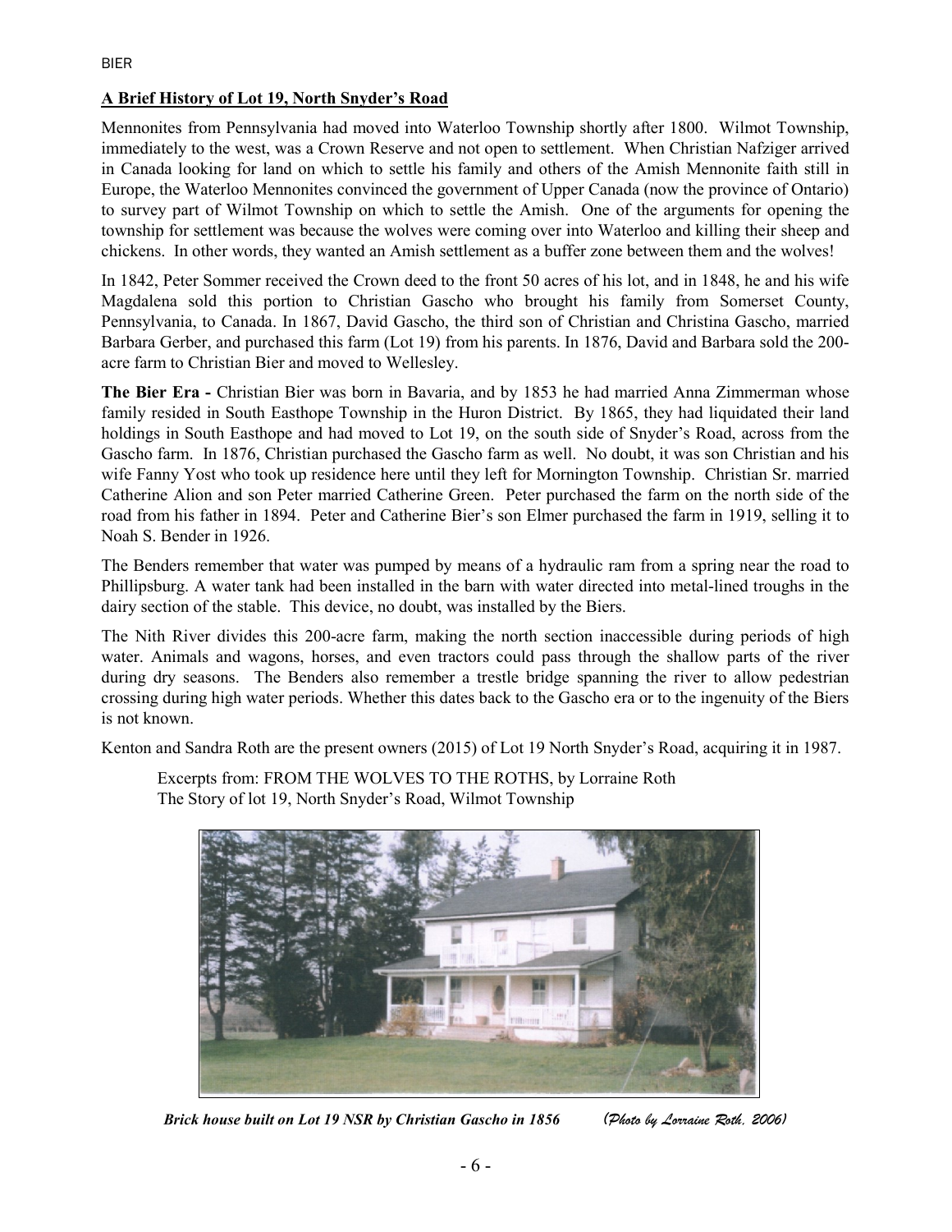## A Brief History of Lot 19, North Snyder's Road

Mennonites from Pennsylvania had moved into Waterloo Township shortly after 1800. Wilmot Township, immediately to the west, was a Crown Reserve and not open to settlement. When Christian Nafziger arrived in Canada looking for land on which to settle his family and others of the Amish Mennonite faith still in Europe, the Waterloo Mennonites convinced the government of Upper Canada (now the province of Ontario) to survey part of Wilmot Township on which to settle the Amish. One of the arguments for opening the township for settlement was because the wolves were coming over into Waterloo and killing their sheep and chickens. In other words, they wanted an Amish settlement as a buffer zone between them and the wolves!

In 1842, Peter Sommer received the Crown deed to the front 50 acres of his lot, and in 1848, he and his wife Magdalena sold this portion to Christian Gascho who brought his family from Somerset County, Pennsylvania, to Canada. In 1867, David Gascho, the third son of Christian and Christina Gascho, married Barbara Gerber, and purchased this farm (Lot 19) from his parents. In 1876, David and Barbara sold the 200-acre farm to Christian Bier and moved to Wellesley.

**The Bier Era -** Christian Bier was born in Bavaria, and by 1853 he had married Anna Zimmerman whose family resided in South Easthope Township in the Huron District. By 1865, they had liquidated their land holdings in South Easthope and had moved to Lot 19, on the south side of Snyder's Road, across from the Gascho farm. In 1876, Christian purchased the Gascho farm as well. No doubt, it was son Christian and his wife Fanny Yost who took up residence here until they left for Mornington Township. Christian Sr. married Catherine Alion and son Peter married Catherine Green. Peter purchased the farm on the north side of the road from his father in 1894. Peter and Catherine Bier's son Elmer purchased the farm in 1919, selling it to Noah S. Bender in 1926.

The Benders remember that water was pumped by means of a hydraulic ram from a spring near the road to Phillipsburg. A water tank had been installed in the barn with water directed into metal-lined troughs in the dairy section of the stable. This device, no doubt, was installed by the Biers.

The Nith River divides this 200-acre farm, making the north section inaccessible during periods of high water. Animals and wagons, horses, and even tractors could pass through the shallow parts of the river during dry seasons. The Benders also remember a trestle bridge spanning the river to allow pedestrian crossing during high water periods. Whether this dates back to the Gascho era or to the ingenuity of the Biers is not known.

Kenton and Sandra Roth are the present owners (2015) of Lot 19 North Snyder's Road, acquiring it in 1987.

Excerpts from: FROM THE WOLVES TO THE ROTHS, by Lorraine Roth
The Story of lot 19, North Snyder's Road, Wilmot Township

***Brick house built on Lot 19 NSR by Christian Gascho in 1856*** *(Photo by Lorraine Roth, 2006)*